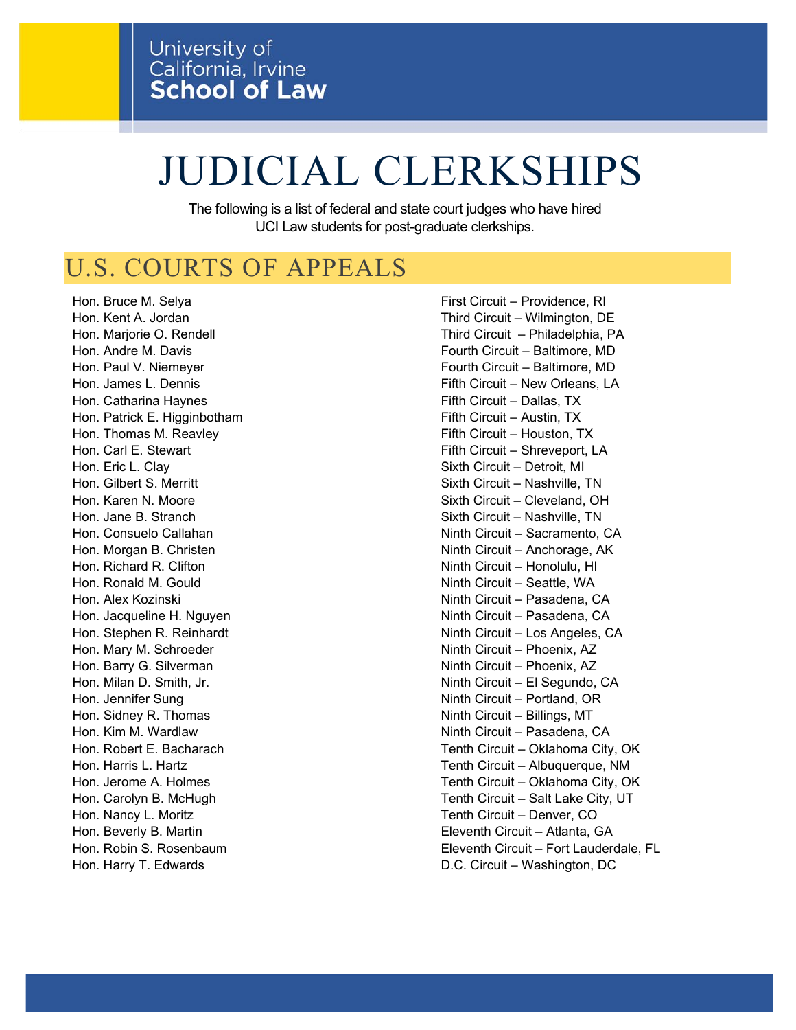University of California, Irvine **School of Law**

# JUDICIAL CLERKSHIPS

The following is a list of federal and state court judges who have hired UCI Law students for post-graduate clerkships.

## U.S. COURTS OF APPEALS

| Judge | Court |
|---|---|
| Hon. Bruce M. Selya | First Circuit – Providence, RI |
| Hon. Kent A. Jordan | Third Circuit – Wilmington, DE |
| Hon. Marjorie O. Rendell | Third Circuit – Philadelphia, PA |
| Hon. Andre M. Davis | Fourth Circuit – Baltimore, MD |
| Hon. Paul V. Niemeyer | Fourth Circuit – Baltimore, MD |
| Hon. James L. Dennis | Fifth Circuit – New Orleans, LA |
| Hon. Catharina Haynes | Fifth Circuit – Dallas, TX |
| Hon. Patrick E. Higginbotham | Fifth Circuit – Austin, TX |
| Hon. Thomas M. Reavley | Fifth Circuit – Houston, TX |
| Hon. Carl E. Stewart | Fifth Circuit – Shreveport, LA |
| Hon. Eric L. Clay | Sixth Circuit – Detroit, MI |
| Hon. Gilbert S. Merritt | Sixth Circuit – Nashville, TN |
| Hon. Karen N. Moore | Sixth Circuit – Cleveland, OH |
| Hon. Jane B. Stranch | Sixth Circuit – Nashville, TN |
| Hon. Consuelo Callahan | Ninth Circuit – Sacramento, CA |
| Hon. Morgan B. Christen | Ninth Circuit – Anchorage, AK |
| Hon. Richard R. Clifton | Ninth Circuit – Honolulu, HI |
| Hon. Ronald M. Gould | Ninth Circuit – Seattle, WA |
| Hon. Alex Kozinski | Ninth Circuit – Pasadena, CA |
| Hon. Jacqueline H. Nguyen | Ninth Circuit – Pasadena, CA |
| Hon. Stephen R. Reinhardt | Ninth Circuit – Los Angeles, CA |
| Hon. Mary M. Schroeder | Ninth Circuit – Phoenix, AZ |
| Hon. Barry G. Silverman | Ninth Circuit – Phoenix, AZ |
| Hon. Milan D. Smith, Jr. | Ninth Circuit – El Segundo, CA |
| Hon. Jennifer Sung | Ninth Circuit – Portland, OR |
| Hon. Sidney R. Thomas | Ninth Circuit – Billings, MT |
| Hon. Kim M. Wardlaw | Ninth Circuit – Pasadena, CA |
| Hon. Robert E. Bacharach | Tenth Circuit – Oklahoma City, OK |
| Hon. Harris L. Hartz | Tenth Circuit – Albuquerque, NM |
| Hon. Jerome A. Holmes | Tenth Circuit – Oklahoma City, OK |
| Hon. Carolyn B. McHugh | Tenth Circuit – Salt Lake City, UT |
| Hon. Nancy L. Moritz | Tenth Circuit – Denver, CO |
| Hon. Beverly B. Martin | Eleventh Circuit – Atlanta, GA |
| Hon. Robin S. Rosenbaum | Eleventh Circuit – Fort Lauderdale, FL |
| Hon. Harry T. Edwards | D.C. Circuit – Washington, DC |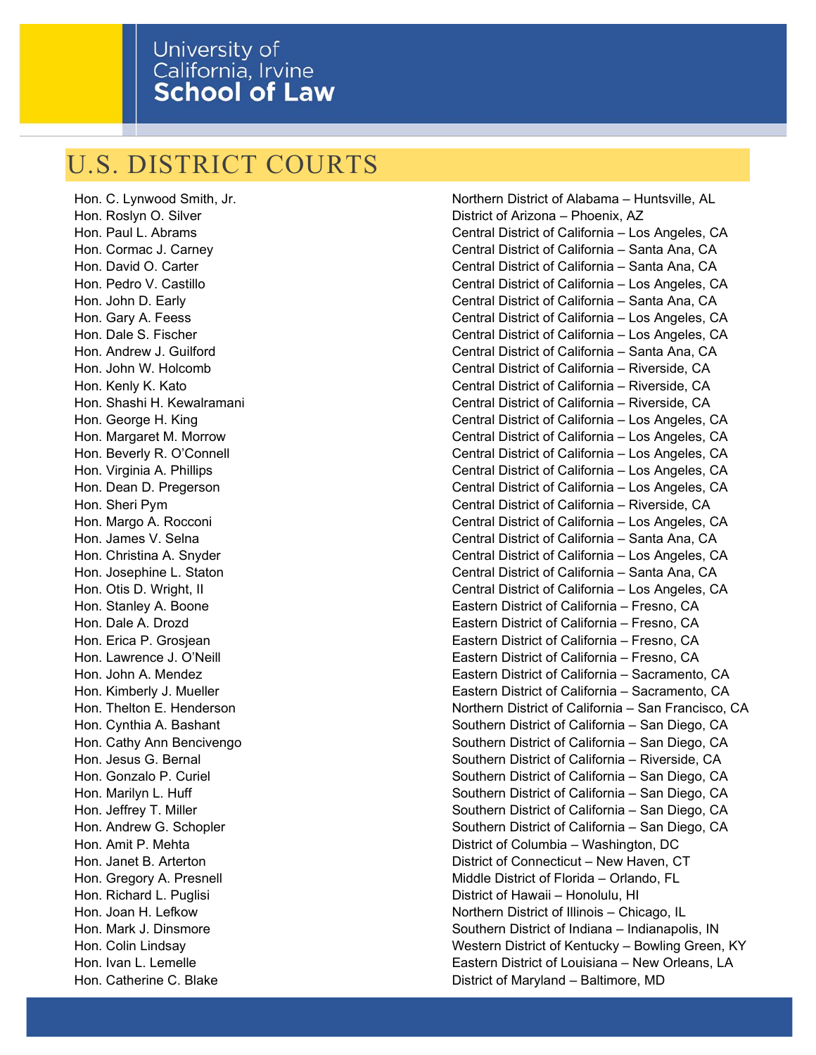# U.S. DISTRICT COURTS

| | |
|---|---|
| Hon. C. Lynwood Smith, Jr. | Northern District of Alabama – Huntsville, AL |
| Hon. Roslyn O. Silver | District of Arizona – Phoenix, AZ |
| Hon. Paul L. Abrams | Central District of California – Los Angeles, CA |
| Hon. Cormac J. Carney | Central District of California – Santa Ana, CA |
| Hon. David O. Carter | Central District of California – Santa Ana, CA |
| Hon. Pedro V. Castillo | Central District of California – Los Angeles, CA |
| Hon. John D. Early | Central District of California – Santa Ana, CA |
| Hon. Gary A. Feess | Central District of California – Los Angeles, CA |
| Hon. Dale S. Fischer | Central District of California – Los Angeles, CA |
| Hon. Andrew J. Guilford | Central District of California – Santa Ana, CA |
| Hon. John W. Holcomb | Central District of California – Riverside, CA |
| Hon. Kenly K. Kato | Central District of California – Riverside, CA |
| Hon. Shashi H. Kewalramani | Central District of California – Riverside, CA |
| Hon. George H. King | Central District of California – Los Angeles, CA |
| Hon. Margaret M. Morrow | Central District of California – Los Angeles, CA |
| Hon. Beverly R. O'Connell | Central District of California – Los Angeles, CA |
| Hon. Virginia A. Phillips | Central District of California – Los Angeles, CA |
| Hon. Dean D. Pregerson | Central District of California – Los Angeles, CA |
| Hon. Sheri Pym | Central District of California – Riverside, CA |
| Hon. Margo A. Rocconi | Central District of California – Los Angeles, CA |
| Hon. James V. Selna | Central District of California – Santa Ana, CA |
| Hon. Christina A. Snyder | Central District of California – Los Angeles, CA |
| Hon. Josephine L. Staton | Central District of California – Santa Ana, CA |
| Hon. Otis D. Wright, II | Central District of California – Los Angeles, CA |
| Hon. Stanley A. Boone | Eastern District of California – Fresno, CA |
| Hon. Dale A. Drozd | Eastern District of California – Fresno, CA |
| Hon. Erica P. Grosjean | Eastern District of California – Fresno, CA |
| Hon. Lawrence J. O'Neill | Eastern District of California – Fresno, CA |
| Hon. John A. Mendez | Eastern District of California – Sacramento, CA |
| Hon. Kimberly J. Mueller | Eastern District of California – Sacramento, CA |
| Hon. Thelton E. Henderson | Northern District of California – San Francisco, CA |
| Hon. Cynthia A. Bashant | Southern District of California – San Diego, CA |
| Hon. Cathy Ann Bencivengo | Southern District of California – San Diego, CA |
| Hon. Jesus G. Bernal | Southern District of California – Riverside, CA |
| Hon. Gonzalo P. Curiel | Southern District of California – San Diego, CA |
| Hon. Marilyn L. Huff | Southern District of California – San Diego, CA |
| Hon. Jeffrey T. Miller | Southern District of California – San Diego, CA |
| Hon. Andrew G. Schopler | Southern District of California – San Diego, CA |
| Hon. Amit P. Mehta | District of Columbia – Washington, DC |
| Hon. Janet B. Arterton | District of Connecticut – New Haven, CT |
| Hon. Gregory A. Presnell | Middle District of Florida – Orlando, FL |
| Hon. Richard L. Puglisi | District of Hawaii – Honolulu, HI |
| Hon. Joan H. Lefkow | Northern District of Illinois – Chicago, IL |
| Hon. Mark J. Dinsmore | Southern District of Indiana – Indianapolis, IN |
| Hon. Colin Lindsay | Western District of Kentucky – Bowling Green, KY |
| Hon. Ivan L. Lemelle | Eastern District of Louisiana – New Orleans, LA |
| Hon. Catherine C. Blake | District of Maryland – Baltimore, MD |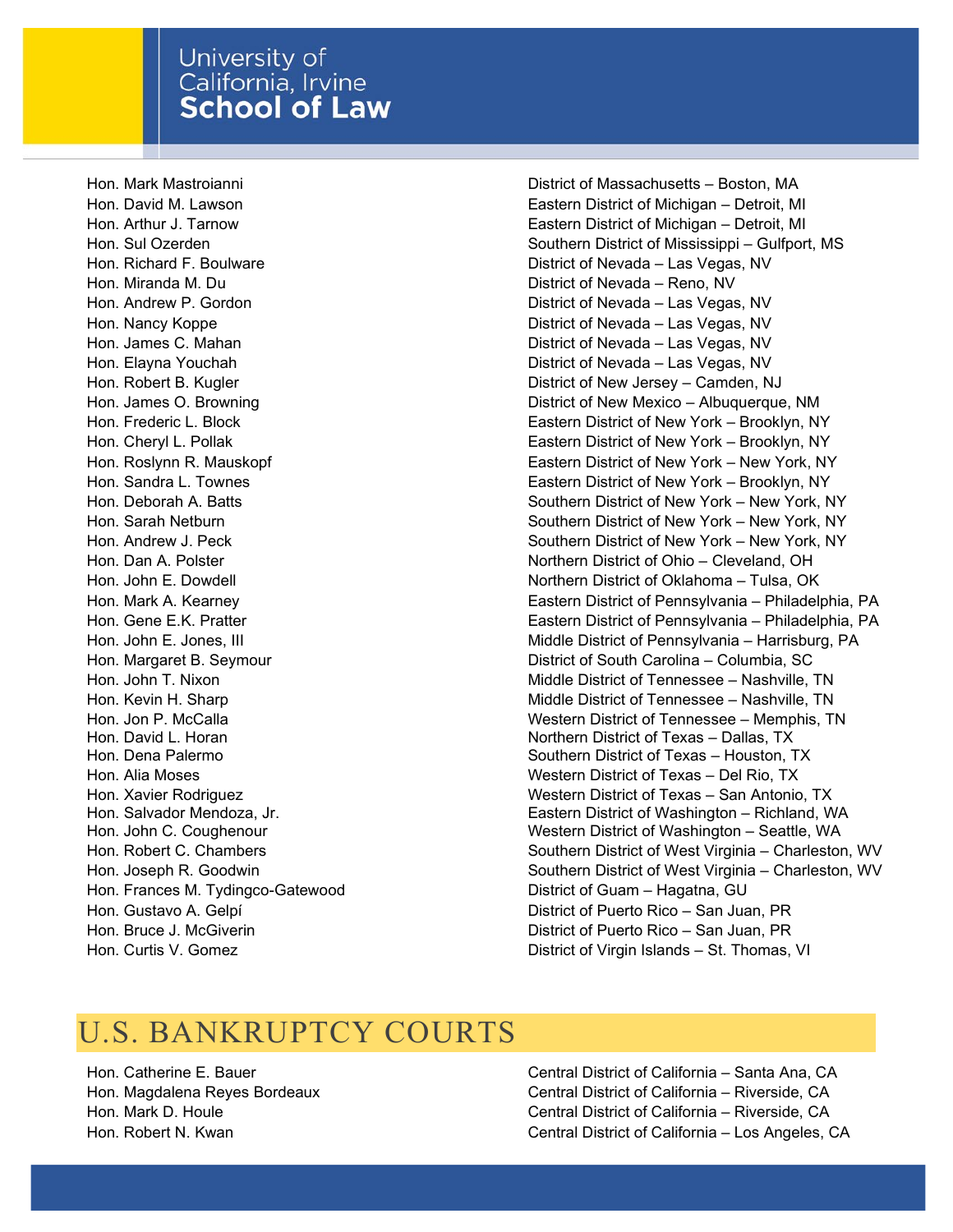| | |
|---|---|
| Hon. Mark Mastroianni | District of Massachusetts – Boston, MA |
| Hon. David M. Lawson | Eastern District of Michigan – Detroit, MI |
| Hon. Arthur J. Tarnow | Eastern District of Michigan – Detroit, MI |
| Hon. Sul Ozerden | Southern District of Mississippi – Gulfport, MS |
| Hon. Richard F. Boulware | District of Nevada – Las Vegas, NV |
| Hon. Miranda M. Du | District of Nevada – Reno, NV |
| Hon. Andrew P. Gordon | District of Nevada – Las Vegas, NV |
| Hon. Nancy Koppe | District of Nevada – Las Vegas, NV |
| Hon. James C. Mahan | District of Nevada – Las Vegas, NV |
| Hon. Elayna Youchah | District of Nevada – Las Vegas, NV |
| Hon. Robert B. Kugler | District of New Jersey – Camden, NJ |
| Hon. James O. Browning | District of New Mexico – Albuquerque, NM |
| Hon. Frederic L. Block | Eastern District of New York – Brooklyn, NY |
| Hon. Cheryl L. Pollak | Eastern District of New York – Brooklyn, NY |
| Hon. Roslynn R. Mauskopf | Eastern District of New York – New York, NY |
| Hon. Sandra L. Townes | Eastern District of New York – Brooklyn, NY |
| Hon. Deborah A. Batts | Southern District of New York – New York, NY |
| Hon. Sarah Netburn | Southern District of New York – New York, NY |
| Hon. Andrew J. Peck | Southern District of New York – New York, NY |
| Hon. Dan A. Polster | Northern District of Ohio – Cleveland, OH |
| Hon. John E. Dowdell | Northern District of Oklahoma – Tulsa, OK |
| Hon. Mark A. Kearney | Eastern District of Pennsylvania – Philadelphia, PA |
| Hon. Gene E.K. Pratter | Eastern District of Pennsylvania – Philadelphia, PA |
| Hon. John E. Jones, III | Middle District of Pennsylvania – Harrisburg, PA |
| Hon. Margaret B. Seymour | District of South Carolina – Columbia, SC |
| Hon. John T. Nixon | Middle District of Tennessee – Nashville, TN |
| Hon. Kevin H. Sharp | Middle District of Tennessee – Nashville, TN |
| Hon. Jon P. McCalla | Western District of Tennessee – Memphis, TN |
| Hon. David L. Horan | Northern District of Texas – Dallas, TX |
| Hon. Dena Palermo | Southern District of Texas – Houston, TX |
| Hon. Alia Moses | Western District of Texas – Del Rio, TX |
| Hon. Xavier Rodriguez | Western District of Texas – San Antonio, TX |
| Hon. Salvador Mendoza, Jr. | Eastern District of Washington – Richland, WA |
| Hon. John C. Coughenour | Western District of Washington – Seattle, WA |
| Hon. Robert C. Chambers | Southern District of West Virginia – Charleston, WV |
| Hon. Joseph R. Goodwin | Southern District of West Virginia – Charleston, WV |
| Hon. Frances M. Tydingco-Gatewood | District of Guam – Hagatna, GU |
| Hon. Gustavo A. Gelpí | District of Puerto Rico – San Juan, PR |
| Hon. Bruce J. McGiverin | District of Puerto Rico – San Juan, PR |
| Hon. Curtis V. Gomez | District of Virgin Islands – St. Thomas, VI |

## U.S. BANKRUPTCY COURTS

| | |
|---|---|
| Hon. Catherine E. Bauer | Central District of California – Santa Ana, CA |
| Hon. Magdalena Reyes Bordeaux | Central District of California – Riverside, CA |
| Hon. Mark D. Houle | Central District of California – Riverside, CA |
| Hon. Robert N. Kwan | Central District of California – Los Angeles, CA |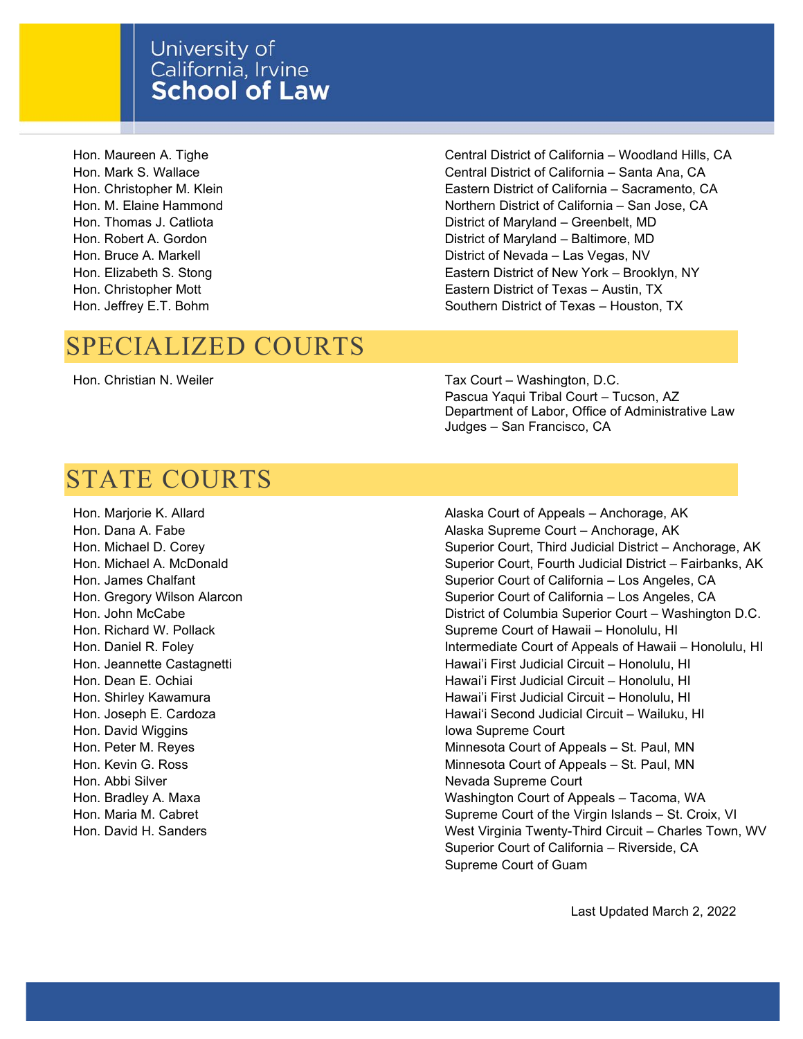| | |
|---|---|
| Hon. Maureen A. Tighe | Central District of California – Woodland Hills, CA |
| Hon. Mark S. Wallace | Central District of California – Santa Ana, CA |
| Hon. Christopher M. Klein | Eastern District of California – Sacramento, CA |
| Hon. M. Elaine Hammond | Northern District of California – San Jose, CA |
| Hon. Thomas J. Catliota | District of Maryland – Greenbelt, MD |
| Hon. Robert A. Gordon | District of Maryland – Baltimore, MD |
| Hon. Bruce A. Markell | District of Nevada – Las Vegas, NV |
| Hon. Elizabeth S. Stong | Eastern District of New York – Brooklyn, NY |
| Hon. Christopher Mott | Eastern District of Texas – Austin, TX |
| Hon. Jeffrey E.T. Bohm | Southern District of Texas – Houston, TX |

# SPECIALIZED COURTS

| | |
|---|---|
| Hon. Christian N. Weiler | Tax Court – Washington, D.C. |
| | Pascua Yaqui Tribal Court – Tucson, AZ |
| | Department of Labor, Office of Administrative Law Judges – San Francisco, CA |

# STATE COURTS

| | |
|---|---|
| Hon. Marjorie K. Allard | Alaska Court of Appeals – Anchorage, AK |
| Hon. Dana A. Fabe | Alaska Supreme Court – Anchorage, AK |
| Hon. Michael D. Corey | Superior Court, Third Judicial District – Anchorage, AK |
| Hon. Michael A. McDonald | Superior Court, Fourth Judicial District – Fairbanks, AK |
| Hon. James Chalfant | Superior Court of California – Los Angeles, CA |
| Hon. Gregory Wilson Alarcon | Superior Court of California – Los Angeles, CA |
| Hon. John McCabe | District of Columbia Superior Court – Washington D.C. |
| Hon. Richard W. Pollack | Supreme Court of Hawaii – Honolulu, HI |
| Hon. Daniel R. Foley | Intermediate Court of Appeals of Hawaii – Honolulu, HI |
| Hon. Jeannette Castagnetti | Hawai'i First Judicial Circuit – Honolulu, HI |
| Hon. Dean E. Ochiai | Hawai'i First Judicial Circuit – Honolulu, HI |
| Hon. Shirley Kawamura | Hawai'i First Judicial Circuit – Honolulu, HI |
| Hon. Joseph E. Cardoza | Hawai'i Second Judicial Circuit – Wailuku, HI |
| Hon. David Wiggins | Iowa Supreme Court |
| Hon. Peter M. Reyes | Minnesota Court of Appeals – St. Paul, MN |
| Hon. Kevin G. Ross | Minnesota Court of Appeals – St. Paul, MN |
| Hon. Abbi Silver | Nevada Supreme Court |
| Hon. Bradley A. Maxa | Washington Court of Appeals – Tacoma, WA |
| Hon. Maria M. Cabret | Supreme Court of the Virgin Islands – St. Croix, VI |
| Hon. David H. Sanders | West Virginia Twenty-Third Circuit – Charles Town, WV |
| | Superior Court of California – Riverside, CA |
| | Supreme Court of Guam |

Last Updated March 2, 2022